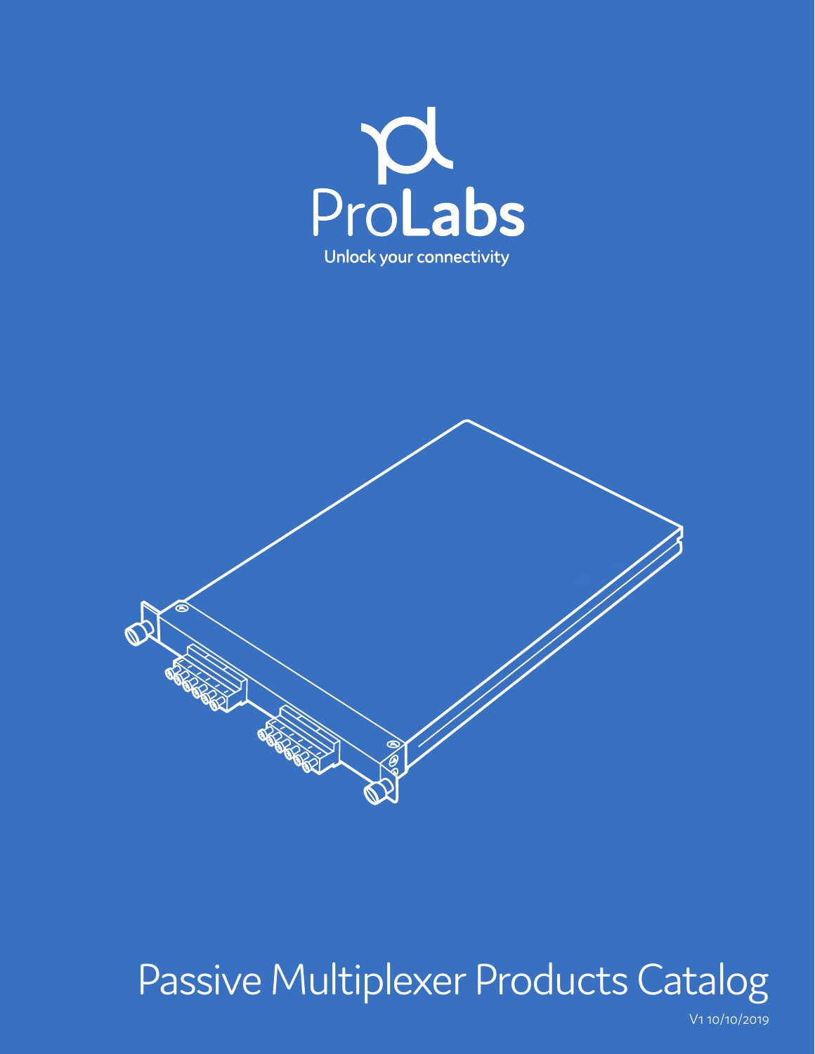ProLabs

Unlock your connectivity

# Passive Multiplexer Products Catalog

V1 10/10/2019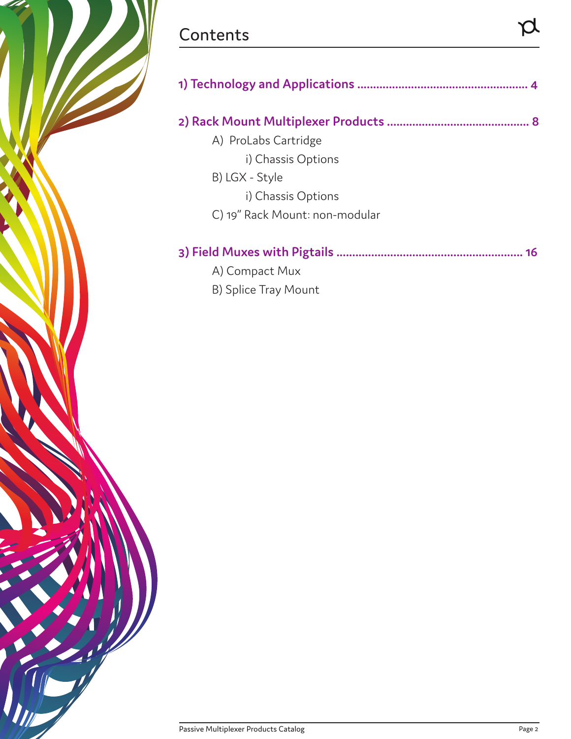# Contents

**1) Technology and Applications ...................................................... 4**

**2) Rack Mount Multiplexer Products ............................................ 8**

- A) ProLabs Cartridge
  - i) Chassis Options
- B) LGX - Style
  - i) Chassis Options
- C) 19" Rack Mount: non-modular

**3) Field Muxes with Pigtails ........................................................... 16**

- A) Compact Mux
- B) Splice Tray Mount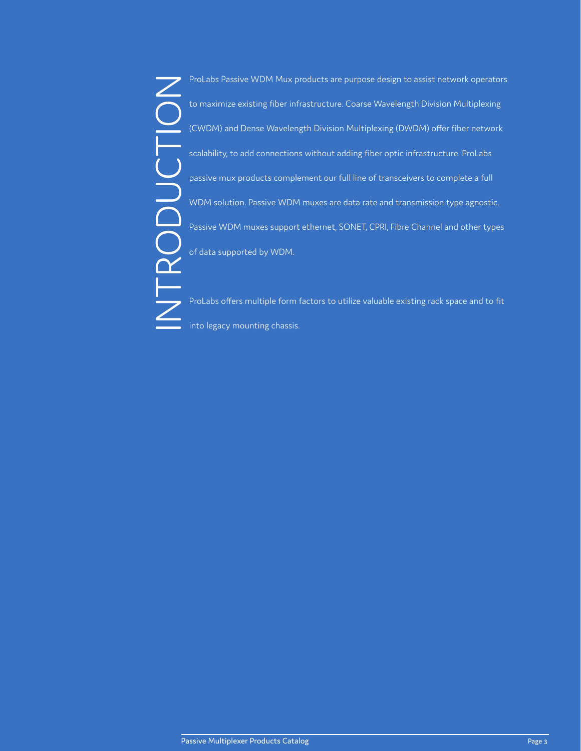# INTRODUCTION

ProLabs Passive WDM Mux products are purpose design to assist network operators to maximize existing fiber infrastructure. Coarse Wavelength Division Multiplexing (CWDM) and Dense Wavelength Division Multiplexing (DWDM) offer fiber network scalability, to add connections without adding fiber optic infrastructure. ProLabs passive mux products complement our full line of transceivers to complete a full WDM solution. Passive WDM muxes are data rate and transmission type agnostic. Passive WDM muxes support ethernet, SONET, CPRI, Fibre Channel and other types of data supported by WDM.

ProLabs offers multiple form factors to utilize valuable existing rack space and to fit into legacy mounting chassis.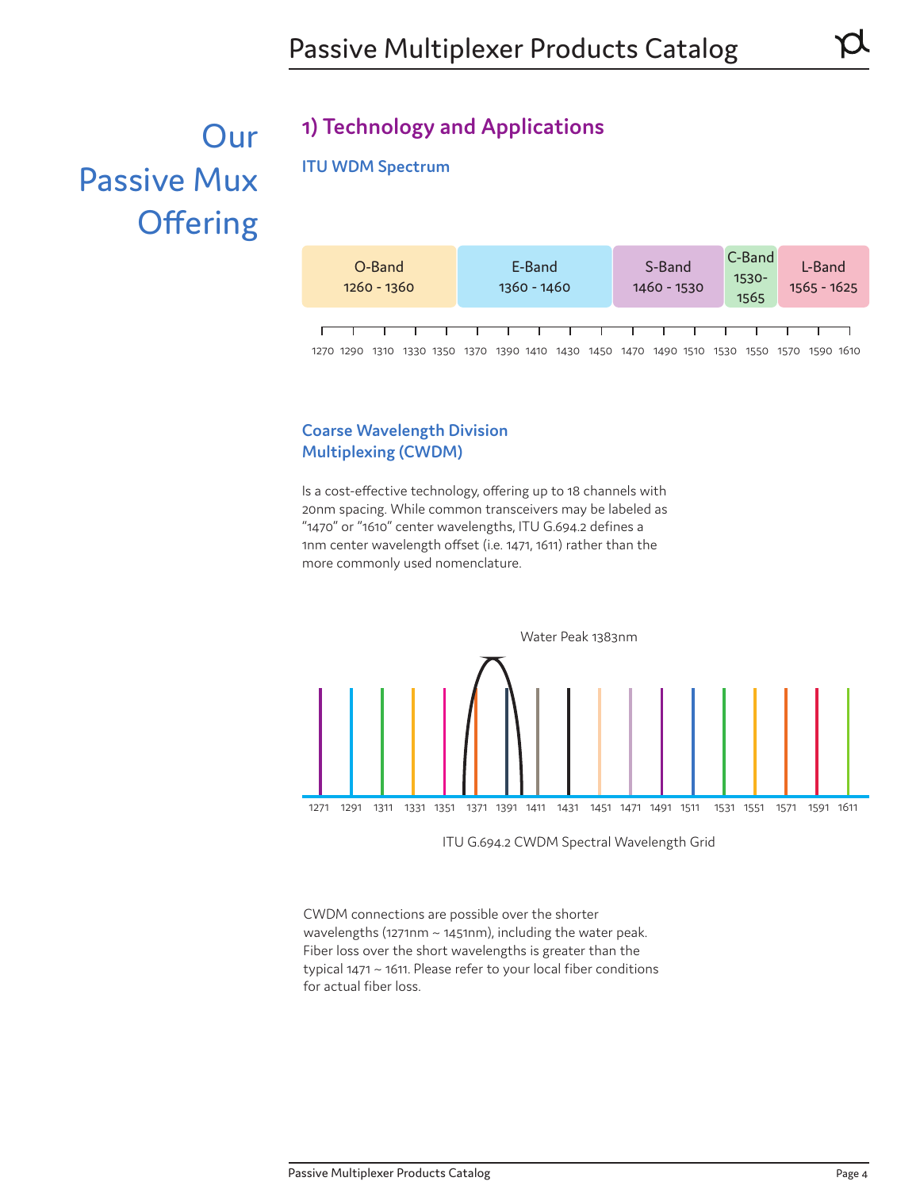# Our Passive Mux Offering

## 1) Technology and Applications

### ITU WDM Spectrum

| O-Band | E-Band | S-Band | C-Band | L-Band |
|---|---|---|---|---|
| 1260 - 1360 | 1360 - 1460 | 1460 - 1530 | 1530-1565 | 1565 - 1625 |

1270 1290 1310 1330 1350 1370 1390 1410 1430 1450 1470 1490 1510 1530 1550 1570 1590 1610

### Coarse Wavelength Division Multiplexing (CWDM)

Is a cost-effective technology, offering up to 18 channels with 20nm spacing. While common transceivers may be labeled as "1470" or "1610" center wavelengths, ITU G.694.2 defines a 1nm center wavelength offset (i.e. 1471, 1611) rather than the more commonly used nomenclature.

Water Peak 1383nm

1271 1291 1311 1331 1351 1371 1391 1411 1431 1451 1471 1491 1511 1531 1551 1571 1591 1611

ITU G.694.2 CWDM Spectral Wavelength Grid

CWDM connections are possible over the shorter wavelengths (1271nm ~ 1451nm), including the water peak. Fiber loss over the short wavelengths is greater than the typical 1471 ~ 1611. Please refer to your local fiber conditions for actual fiber loss.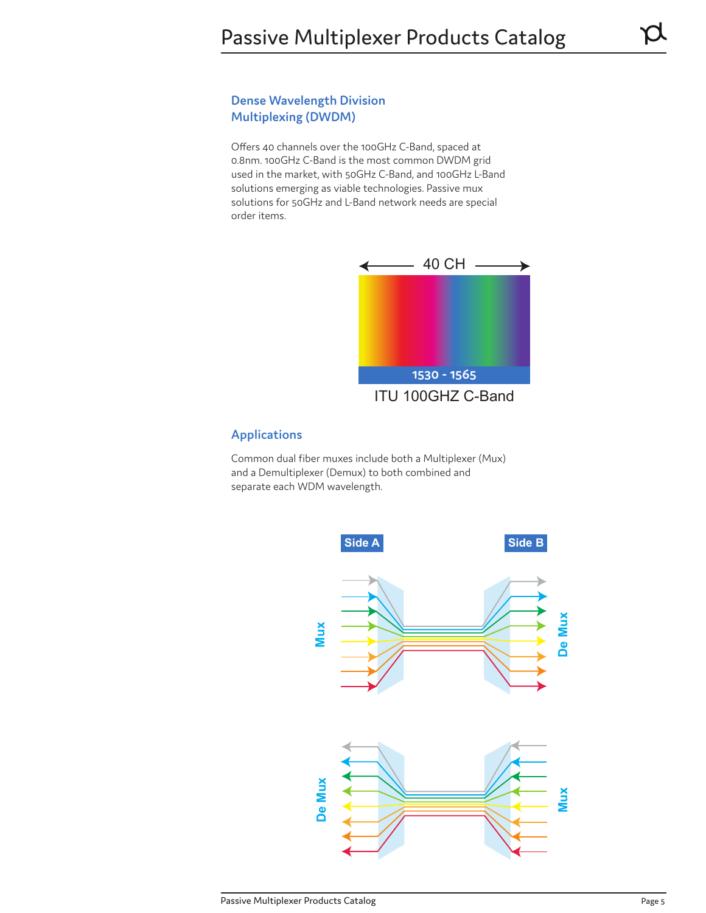## Dense Wavelength Division Multiplexing (DWDM)

Offers 40 channels over the 100GHz C-Band, spaced at 0.8nm. 100GHz C-Band is the most common DWDM grid used in the market, with 50GHz C-Band, and 100GHz L-Band solutions emerging as viable technologies. Passive mux solutions for 50GHz and L-Band network needs are special order items.

40 CH

1530 - 1565

ITU 100GHZ C-Band

## Applications

Common dual fiber muxes include both a Multiplexer (Mux) and a Demultiplexer (Demux) to both combined and separate each WDM wavelength.

Side A

Side B

Mux

De Mux

De Mux

Mux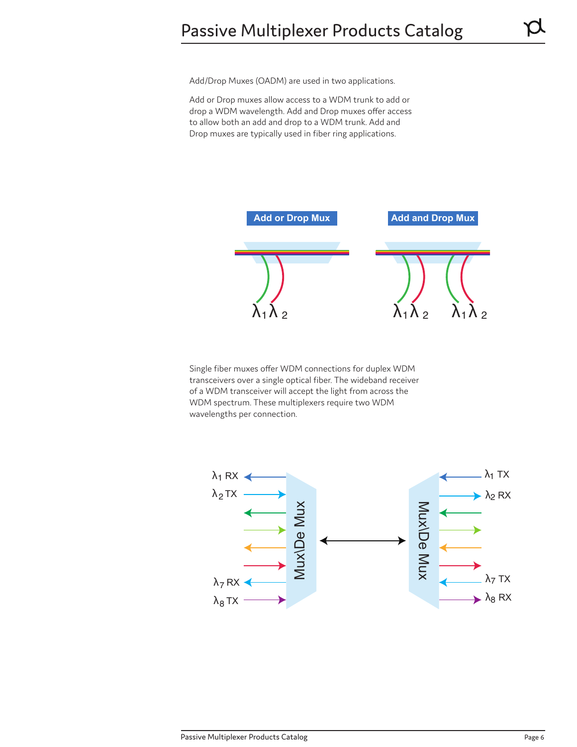Add/Drop Muxes (OADM) are used in two applications.

Add or Drop muxes allow access to a WDM trunk to add or drop a WDM wavelength. Add and Drop muxes offer access to allow both an add and drop to a WDM trunk. Add and Drop muxes are typically used in fiber ring applications.

**Add or Drop Mux**

$\lambda_1 \lambda_2$

**Add and Drop Mux**

$\lambda_1 \lambda_2$ $\lambda_1 \lambda_2$

Single fiber muxes offer WDM connections for duplex WDM transceivers over a single optical fiber. The wideband receiver of a WDM transceiver will accept the light from across the WDM spectrum. These multiplexers require two WDM wavelengths per connection.

$\lambda_1$ RX, $\lambda_2$ TX, $\lambda_7$ RX, $\lambda_8$ TX — Mux\De Mux ↔ Mux\De Mux — $\lambda_1$ TX, $\lambda_2$ RX, $\lambda_7$ TX, $\lambda_8$ RX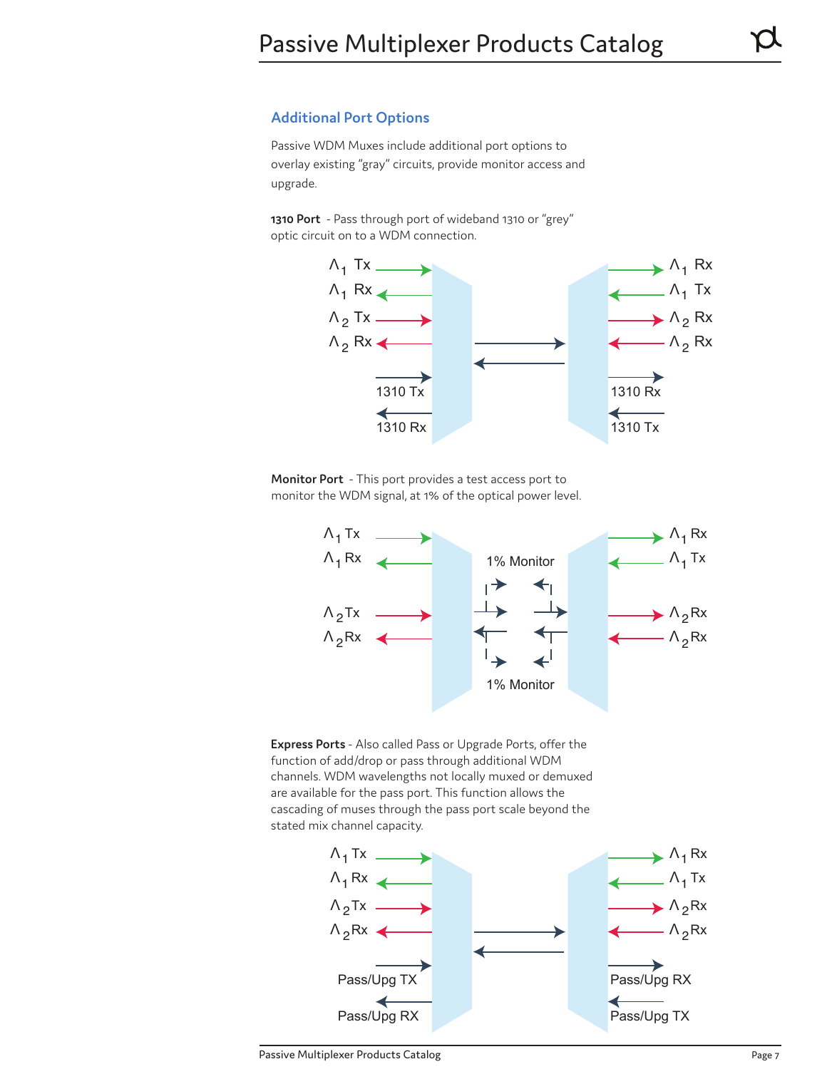## Additional Port Options

Passive WDM Muxes include additional port options to overlay existing "gray" circuits, provide monitor access and upgrade.

**1310 Port** - Pass through port of wideband 1310 or "grey" optic circuit on to a WDM connection.

**Monitor Port** - This port provides a test access port to monitor the WDM signal, at 1% of the optical power level.

**Express Ports** - Also called Pass or Upgrade Ports, offer the function of add/drop or pass through additional WDM channels. WDM wavelengths not locally muxed or demuxed are available for the pass port. This function allows the cascading of muses through the pass port scale beyond the stated mix channel capacity.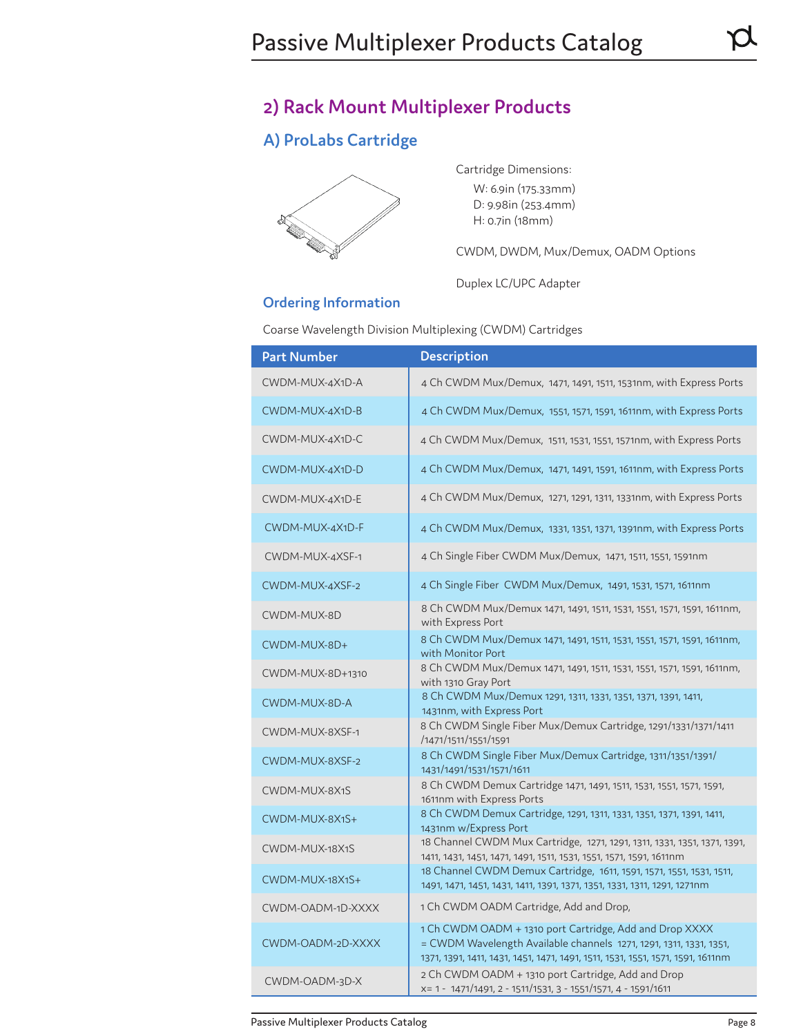## 2) Rack Mount Multiplexer Products

### A) ProLabs Cartridge

Cartridge Dimensions:

W: 6.9in (175.33mm)
D: 9.98in (253.4mm)
H: 0.7in (18mm)

CWDM, DWDM, Mux/Demux, OADM Options

Duplex LC/UPC Adapter

### Ordering Information

Coarse Wavelength Division Multiplexing (CWDM) Cartridges

| Part Number | Description |
|---|---|
| CWDM-MUX-4X1D-A | 4 Ch CWDM Mux/Demux, 1471, 1491, 1511, 1531nm, with Express Ports |
| CWDM-MUX-4X1D-B | 4 Ch CWDM Mux/Demux, 1551, 1571, 1591, 1611nm, with Express Ports |
| CWDM-MUX-4X1D-C | 4 Ch CWDM Mux/Demux, 1511, 1531, 1551, 1571nm, with Express Ports |
| CWDM-MUX-4X1D-D | 4 Ch CWDM Mux/Demux, 1471, 1491, 1591, 1611nm, with Express Ports |
| CWDM-MUX-4X1D-E | 4 Ch CWDM Mux/Demux, 1271, 1291, 1311, 1331nm, with Express Ports |
| CWDM-MUX-4X1D-F | 4 Ch CWDM Mux/Demux, 1331, 1351, 1371, 1391nm, with Express Ports |
| CWDM-MUX-4XSF-1 | 4 Ch Single Fiber CWDM Mux/Demux, 1471, 1511, 1551, 1591nm |
| CWDM-MUX-4XSF-2 | 4 Ch Single Fiber CWDM Mux/Demux, 1491, 1531, 1571, 1611nm |
| CWDM-MUX-8D | 8 Ch CWDM Mux/Demux 1471, 1491, 1511, 1531, 1551, 1571, 1591, 1611nm, with Express Port |
| CWDM-MUX-8D+ | 8 Ch CWDM Mux/Demux 1471, 1491, 1511, 1531, 1551, 1571, 1591, 1611nm, with Monitor Port |
| CWDM-MUX-8D+1310 | 8 Ch CWDM Mux/Demux 1471, 1491, 1511, 1531, 1551, 1571, 1591, 1611nm, with 1310 Gray Port |
| CWDM-MUX-8D-A | 8 Ch CWDM Mux/Demux 1291, 1311, 1331, 1351, 1371, 1391, 1411, 1431nm, with Express Port |
| CWDM-MUX-8XSF-1 | 8 Ch CWDM Single Fiber Mux/Demux Cartridge, 1291/1331/1371/1411 /1471/1511/1551/1591 |
| CWDM-MUX-8XSF-2 | 8 Ch CWDM Single Fiber Mux/Demux Cartridge, 1311/1351/1391/ 1431/1491/1531/1571/1611 |
| CWDM-MUX-8X1S | 8 Ch CWDM Demux Cartridge 1471, 1491, 1511, 1531, 1551, 1571, 1591, 1611nm with Express Ports |
| CWDM-MUX-8X1S+ | 8 Ch CWDM Demux Cartridge, 1291, 1311, 1331, 1351, 1371, 1391, 1411, 1431nm w/Express Port |
| CWDM-MUX-18X1S | 18 Channel CWDM Mux Cartridge, 1271, 1291, 1311, 1331, 1351, 1371, 1391, 1411, 1431, 1451, 1471, 1491, 1511, 1531, 1551, 1571, 1591, 1611nm |
| CWDM-MUX-18X1S+ | 18 Channel CWDM Demux Cartridge, 1611, 1591, 1571, 1551, 1531, 1511, 1491, 1471, 1451, 1431, 1411, 1391, 1371, 1351, 1331, 1311, 1291, 1271nm |
| CWDM-OADM-1D-XXXX | 1 Ch CWDM OADM Cartridge, Add and Drop, |
| CWDM-OADM-2D-XXXX | 1 Ch CWDM OADM + 1310 port Cartridge, Add and Drop XXXX = CWDM Wavelength Available channels 1271, 1291, 1311, 1331, 1351, 1371, 1391, 1411, 1431, 1451, 1471, 1491, 1511, 1531, 1551, 1571, 1591, 1611nm |
| CWDM-OADM-3D-X | 2 Ch CWDM OADM + 1310 port Cartridge, Add and Drop x= 1 - 1471/1491, 2 - 1511/1531, 3 - 1551/1571, 4 - 1591/1611 |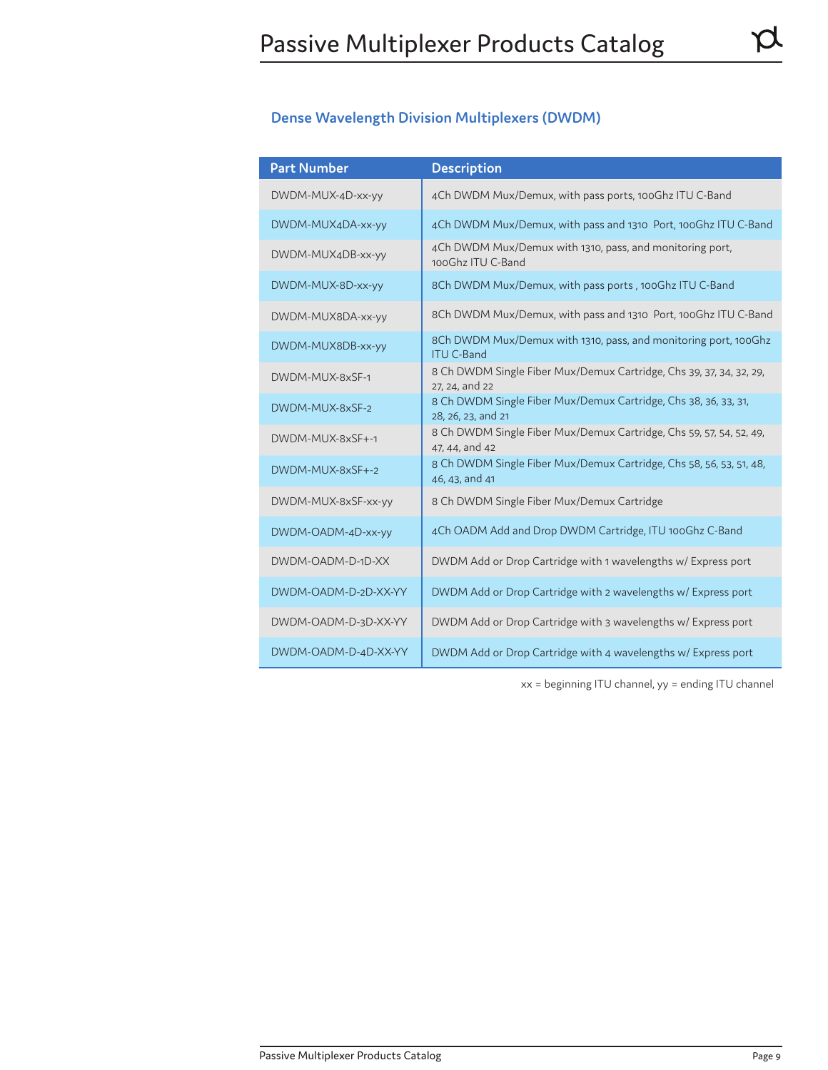## Dense Wavelength Division Multiplexers (DWDM)

| Part Number | Description |
| --- | --- |
| DWDM-MUX-4D-xx-yy | 4Ch DWDM Mux/Demux, with pass ports, 100Ghz ITU C-Band |
| DWDM-MUX4DA-xx-yy | 4Ch DWDM Mux/Demux, with pass and 1310 Port, 100Ghz ITU C-Band |
| DWDM-MUX4DB-xx-yy | 4Ch DWDM Mux/Demux with 1310, pass, and monitoring port, 100Ghz ITU C-Band |
| DWDM-MUX-8D-xx-yy | 8Ch DWDM Mux/Demux, with pass ports , 100Ghz ITU C-Band |
| DWDM-MUX8DA-xx-yy | 8Ch DWDM Mux/Demux, with pass and 1310 Port, 100Ghz ITU C-Band |
| DWDM-MUX8DB-xx-yy | 8Ch DWDM Mux/Demux with 1310, pass, and monitoring port, 100Ghz ITU C-Band |
| DWDM-MUX-8xSF-1 | 8 Ch DWDM Single Fiber Mux/Demux Cartridge, Chs 39, 37, 34, 32, 29, 27, 24, and 22 |
| DWDM-MUX-8xSF-2 | 8 Ch DWDM Single Fiber Mux/Demux Cartridge, Chs 38, 36, 33, 31, 28, 26, 23, and 21 |
| DWDM-MUX-8xSF+-1 | 8 Ch DWDM Single Fiber Mux/Demux Cartridge, Chs 59, 57, 54, 52, 49, 47, 44, and 42 |
| DWDM-MUX-8xSF+-2 | 8 Ch DWDM Single Fiber Mux/Demux Cartridge, Chs 58, 56, 53, 51, 48, 46, 43, and 41 |
| DWDM-MUX-8xSF-xx-yy | 8 Ch DWDM Single Fiber Mux/Demux Cartridge |
| DWDM-OADM-4D-xx-yy | 4Ch OADM Add and Drop DWDM Cartridge, ITU 100Ghz C-Band |
| DWDM-OADM-D-1D-XX | DWDM Add or Drop Cartridge with 1 wavelengths w/ Express port |
| DWDM-OADM-D-2D-XX-YY | DWDM Add or Drop Cartridge with 2 wavelengths w/ Express port |
| DWDM-OADM-D-3D-XX-YY | DWDM Add or Drop Cartridge with 3 wavelengths w/ Express port |
| DWDM-OADM-D-4D-XX-YY | DWDM Add or Drop Cartridge with 4 wavelengths w/ Express port |

xx = beginning ITU channel, yy = ending ITU channel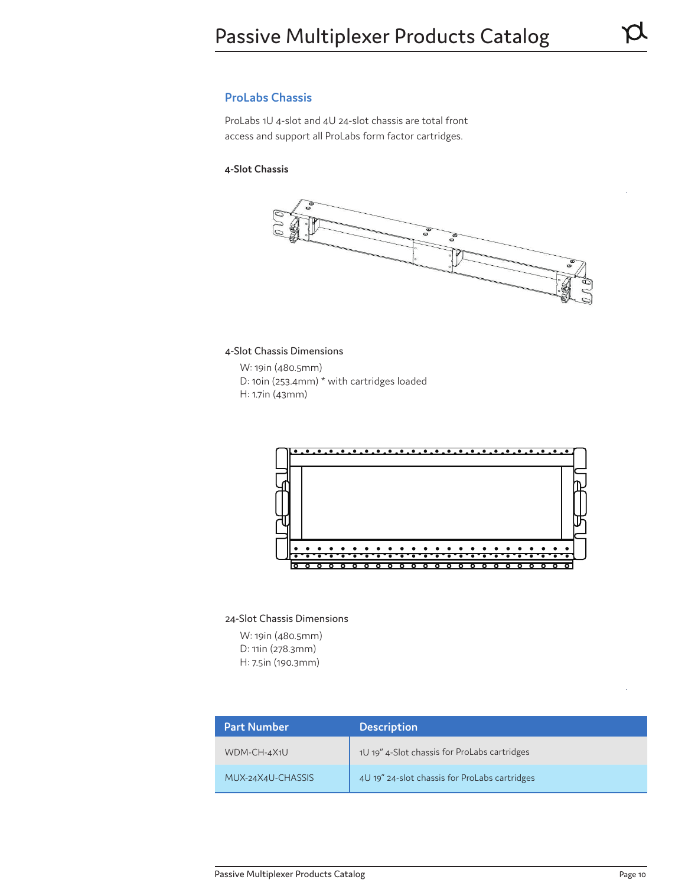## ProLabs Chassis

ProLabs 1U 4-slot and 4U 24-slot chassis are total front access and support all ProLabs form factor cartridges.

### 4-Slot Chassis

4-Slot Chassis Dimensions

- W: 19in (480.5mm)
- D: 10in (253.4mm) * with cartridges loaded
- H: 1.7in (43mm)

24-Slot Chassis Dimensions

- W: 19in (480.5mm)
- D: 11in (278.3mm)
- H: 7.5in (190.3mm)

| Part Number | Description |
|---|---|
| WDM-CH-4X1U | 1U 19" 4-Slot chassis for ProLabs cartridges |
| MUX-24X4U-CHASSIS | 4U 19" 24-slot chassis for ProLabs cartridges |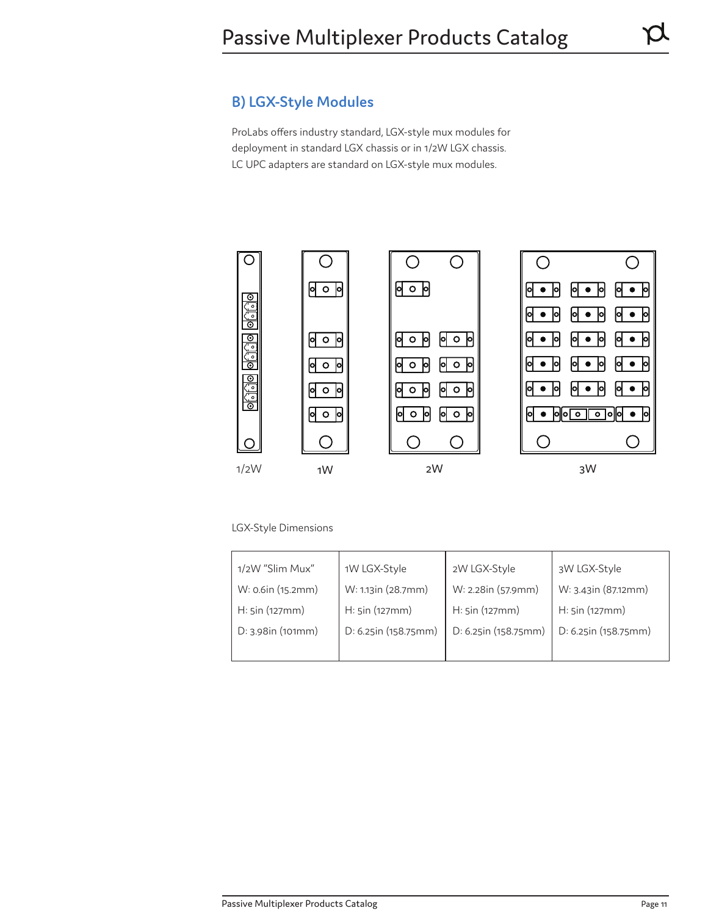## B) LGX-Style Modules

ProLabs offers industry standard, LGX-style mux modules for deployment in standard LGX chassis or in 1/2W LGX chassis. LC UPC adapters are standard on LGX-style mux modules.

1/2W 1W 2W 3W

LGX-Style Dimensions

| 1/2W "Slim Mux" | 1W LGX-Style | 2W LGX-Style | 3W LGX-Style |
|---|---|---|---|
| W: 0.6in (15.2mm) | W: 1.13in (28.7mm) | W: 2.28in (57.9mm) | W: 3.43in (87.12mm) |
| H: 5in (127mm) | H: 5in (127mm) | H: 5in (127mm) | H: 5in (127mm) |
| D: 3.98in (101mm) | D: 6.25in (158.75mm) | D: 6.25in (158.75mm) | D: 6.25in (158.75mm) |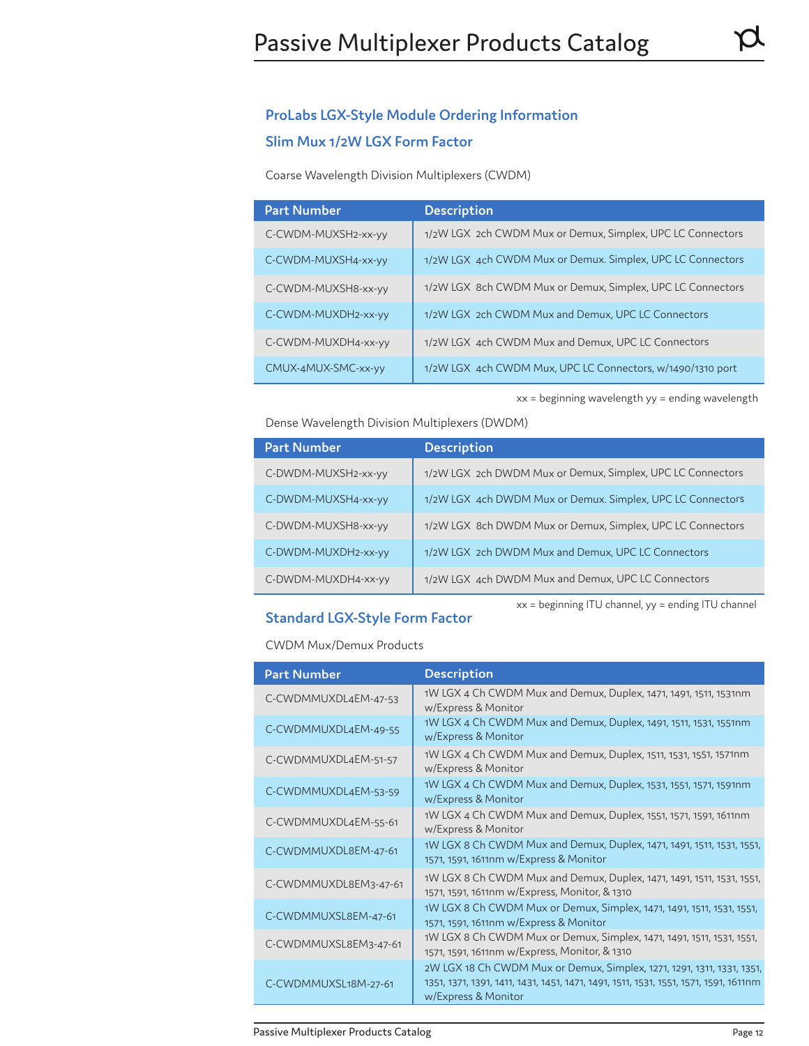## ProLabs LGX-Style Module Ordering Information

## Slim Mux 1/2W LGX Form Factor

Coarse Wavelength Division Multiplexers (CWDM)

| Part Number | Description |
|---|---|
| C-CWDM-MUXSH2-xx-yy | 1/2W LGX 2ch CWDM Mux or Demux, Simplex, UPC LC Connectors |
| C-CWDM-MUXSH4-xx-yy | 1/2W LGX 4ch CWDM Mux or Demux. Simplex, UPC LC Connectors |
| C-CWDM-MUXSH8-xx-yy | 1/2W LGX 8ch CWDM Mux or Demux, Simplex, UPC LC Connectors |
| C-CWDM-MUXDH2-xx-yy | 1/2W LGX 2ch CWDM Mux and Demux, UPC LC Connectors |
| C-CWDM-MUXDH4-xx-yy | 1/2W LGX 4ch CWDM Mux and Demux, UPC LC Connectors |
| CMUX-4MUX-SMC-xx-yy | 1/2W LGX 4ch CWDM Mux, UPC LC Connectors, w/1490/1310 port |

xx = beginning wavelength yy = ending wavelength

Dense Wavelength Division Multiplexers (DWDM)

| Part Number | Description |
|---|---|
| C-DWDM-MUXSH2-xx-yy | 1/2W LGX 2ch DWDM Mux or Demux, Simplex, UPC LC Connectors |
| C-DWDM-MUXSH4-xx-yy | 1/2W LGX 4ch DWDM Mux or Demux. Simplex, UPC LC Connectors |
| C-DWDM-MUXSH8-xx-yy | 1/2W LGX 8ch DWDM Mux or Demux, Simplex, UPC LC Connectors |
| C-DWDM-MUXDH2-xx-yy | 1/2W LGX 2ch DWDM Mux and Demux, UPC LC Connectors |
| C-DWDM-MUXDH4-xx-yy | 1/2W LGX 4ch DWDM Mux and Demux, UPC LC Connectors |

xx = beginning ITU channel, yy = ending ITU channel

## Standard LGX-Style Form Factor

CWDM Mux/Demux Products

| Part Number | Description |
|---|---|
| C-CWDMMUXDL4EM-47-53 | 1W LGX 4 Ch CWDM Mux and Demux, Duplex, 1471, 1491, 1511, 1531nm w/Express & Monitor |
| C-CWDMMUXDL4EM-49-55 | 1W LGX 4 Ch CWDM Mux and Demux, Duplex, 1491, 1511, 1531, 1551nm w/Express & Monitor |
| C-CWDMMUXDL4EM-51-57 | 1W LGX 4 Ch CWDM Mux and Demux, Duplex, 1511, 1531, 1551, 1571nm w/Express & Monitor |
| C-CWDMMUXDL4EM-53-59 | 1W LGX 4 Ch CWDM Mux and Demux, Duplex, 1531, 1551, 1571, 1591nm w/Express & Monitor |
| C-CWDMMUXDL4EM-55-61 | 1W LGX 4 Ch CWDM Mux and Demux, Duplex, 1551, 1571, 1591, 1611nm w/Express & Monitor |
| C-CWDMMUXDL8EM-47-61 | 1W LGX 8 Ch CWDM Mux and Demux, Duplex, 1471, 1491, 1511, 1531, 1551, 1571, 1591, 1611nm w/Express & Monitor |
| C-CWDMMUXDL8EM3-47-61 | 1W LGX 8 Ch CWDM Mux and Demux, Duplex, 1471, 1491, 1511, 1531, 1551, 1571, 1591, 1611nm w/Express, Monitor, & 1310 |
| C-CWDMMUXSL8EM-47-61 | 1W LGX 8 Ch CWDM Mux or Demux, Simplex, 1471, 1491, 1511, 1531, 1551, 1571, 1591, 1611nm w/Express & Monitor |
| C-CWDMMUXSL8EM3-47-61 | 1W LGX 8 Ch CWDM Mux or Demux, Simplex, 1471, 1491, 1511, 1531, 1551, 1571, 1591, 1611nm w/Express, Monitor, & 1310 |
| C-CWDMMUXSL18M-27-61 | 2W LGX 18 Ch CWDM Mux or Demux, Simplex, 1271, 1291, 1311, 1331, 1351, 1351, 1371, 1391, 1411, 1431, 1451, 1471, 1491, 1511, 1531, 1551, 1571, 1591, 1611nm w/Express & Monitor |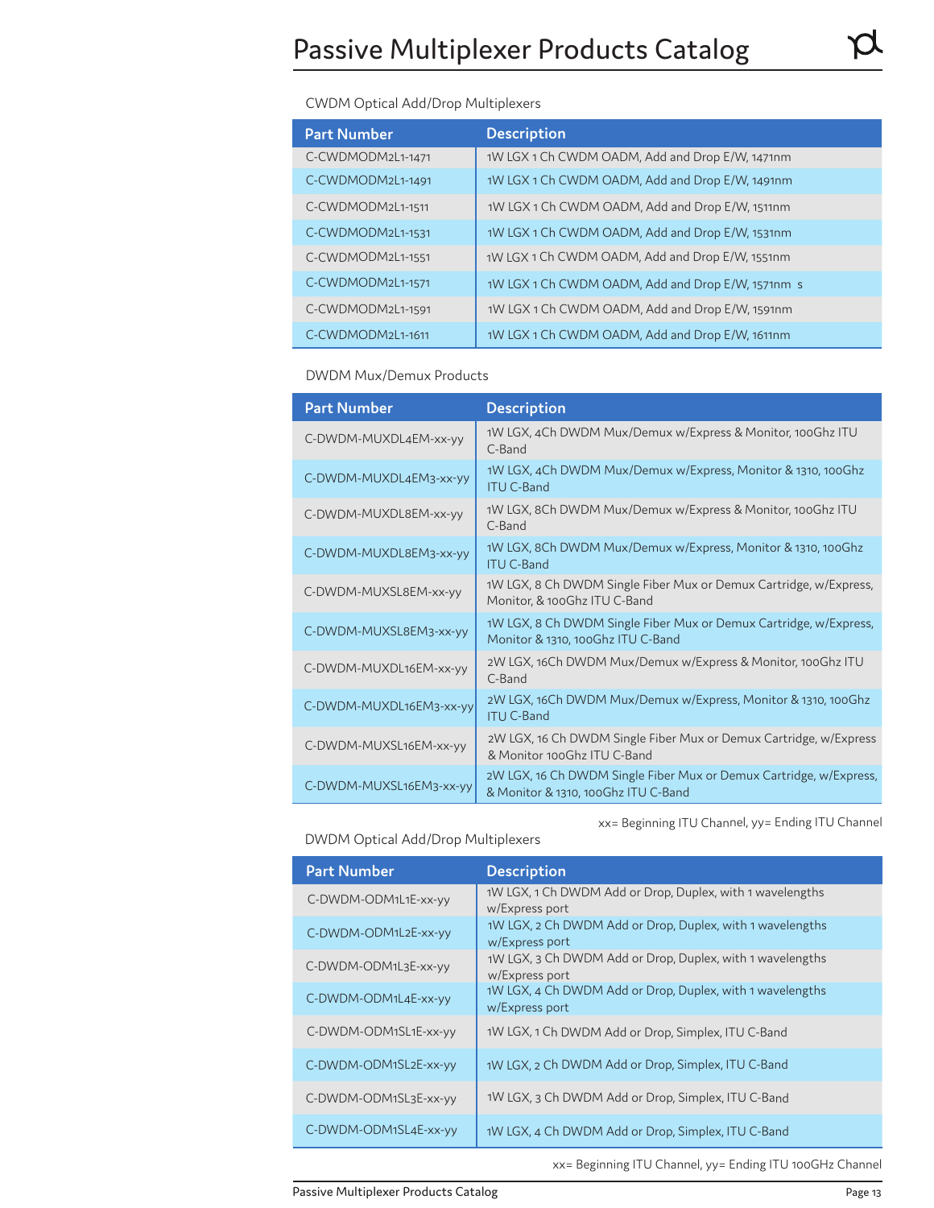# Passive Multiplexer Products Catalog

CWDM Optical Add/Drop Multiplexers

| Part Number | Description |
|---|---|
| C-CWDMODM2L1-1471 | 1W LGX 1 Ch CWDM OADM, Add and Drop E/W, 1471nm |
| C-CWDMODM2L1-1491 | 1W LGX 1 Ch CWDM OADM, Add and Drop E/W, 1491nm |
| C-CWDMODM2L1-1511 | 1W LGX 1 Ch CWDM OADM, Add and Drop E/W, 1511nm |
| C-CWDMODM2L1-1531 | 1W LGX 1 Ch CWDM OADM, Add and Drop E/W, 1531nm |
| C-CWDMODM2L1-1551 | 1W LGX 1 Ch CWDM OADM, Add and Drop E/W, 1551nm |
| C-CWDMODM2L1-1571 | 1W LGX 1 Ch CWDM OADM, Add and Drop E/W, 1571nm s |
| C-CWDMODM2L1-1591 | 1W LGX 1 Ch CWDM OADM, Add and Drop E/W, 1591nm |
| C-CWDMODM2L1-1611 | 1W LGX 1 Ch CWDM OADM, Add and Drop E/W, 1611nm |

DWDM Mux/Demux Products

| Part Number | Description |
|---|---|
| C-DWDM-MUXDL4EM-xx-yy | 1W LGX, 4Ch DWDM Mux/Demux w/Express & Monitor, 100Ghz ITU C-Band |
| C-DWDM-MUXDL4EM3-xx-yy | 1W LGX, 4Ch DWDM Mux/Demux w/Express, Monitor & 1310, 100Ghz ITU C-Band |
| C-DWDM-MUXDL8EM-xx-yy | 1W LGX, 8Ch DWDM Mux/Demux w/Express & Monitor, 100Ghz ITU C-Band |
| C-DWDM-MUXDL8EM3-xx-yy | 1W LGX, 8Ch DWDM Mux/Demux w/Express, Monitor & 1310, 100Ghz ITU C-Band |
| C-DWDM-MUXSL8EM-xx-yy | 1W LGX, 8 Ch DWDM Single Fiber Mux or Demux Cartridge, w/Express, Monitor, & 100Ghz ITU C-Band |
| C-DWDM-MUXSL8EM3-xx-yy | 1W LGX, 8 Ch DWDM Single Fiber Mux or Demux Cartridge, w/Express, Monitor & 1310, 100Ghz ITU C-Band |
| C-DWDM-MUXDL16EM-xx-yy | 2W LGX, 16Ch DWDM Mux/Demux w/Express & Monitor, 100Ghz ITU C-Band |
| C-DWDM-MUXDL16EM3-xx-yy | 2W LGX, 16Ch DWDM Mux/Demux w/Express, Monitor & 1310, 100Ghz ITU C-Band |
| C-DWDM-MUXSL16EM-xx-yy | 2W LGX, 16 Ch DWDM Single Fiber Mux or Demux Cartridge, w/Express & Monitor 100Ghz ITU C-Band |
| C-DWDM-MUXSL16EM3-xx-yy | 2W LGX, 16 Ch DWDM Single Fiber Mux or Demux Cartridge, w/Express, & Monitor & 1310, 100Ghz ITU C-Band |

xx= Beginning ITU Channel, yy= Ending ITU Channel

DWDM Optical Add/Drop Multiplexers

| Part Number | Description |
|---|---|
| C-DWDM-ODM1L1E-xx-yy | 1W LGX, 1 Ch DWDM Add or Drop, Duplex, with 1 wavelengths w/Express port |
| C-DWDM-ODM1L2E-xx-yy | 1W LGX, 2 Ch DWDM Add or Drop, Duplex, with 1 wavelengths w/Express port |
| C-DWDM-ODM1L3E-xx-yy | 1W LGX, 3 Ch DWDM Add or Drop, Duplex, with 1 wavelengths w/Express port |
| C-DWDM-ODM1L4E-xx-yy | 1W LGX, 4 Ch DWDM Add or Drop, Duplex, with 1 wavelengths w/Express port |
| C-DWDM-ODM1SL1E-xx-yy | 1W LGX, 1 Ch DWDM Add or Drop, Simplex, ITU C-Band |
| C-DWDM-ODM1SL2E-xx-yy | 1W LGX, 2 Ch DWDM Add or Drop, Simplex, ITU C-Band |
| C-DWDM-ODM1SL3E-xx-yy | 1W LGX, 3 Ch DWDM Add or Drop, Simplex, ITU C-Band |
| C-DWDM-ODM1SL4E-xx-yy | 1W LGX, 4 Ch DWDM Add or Drop, Simplex, ITU C-Band |

xx= Beginning ITU Channel, yy= Ending ITU 100GHz Channel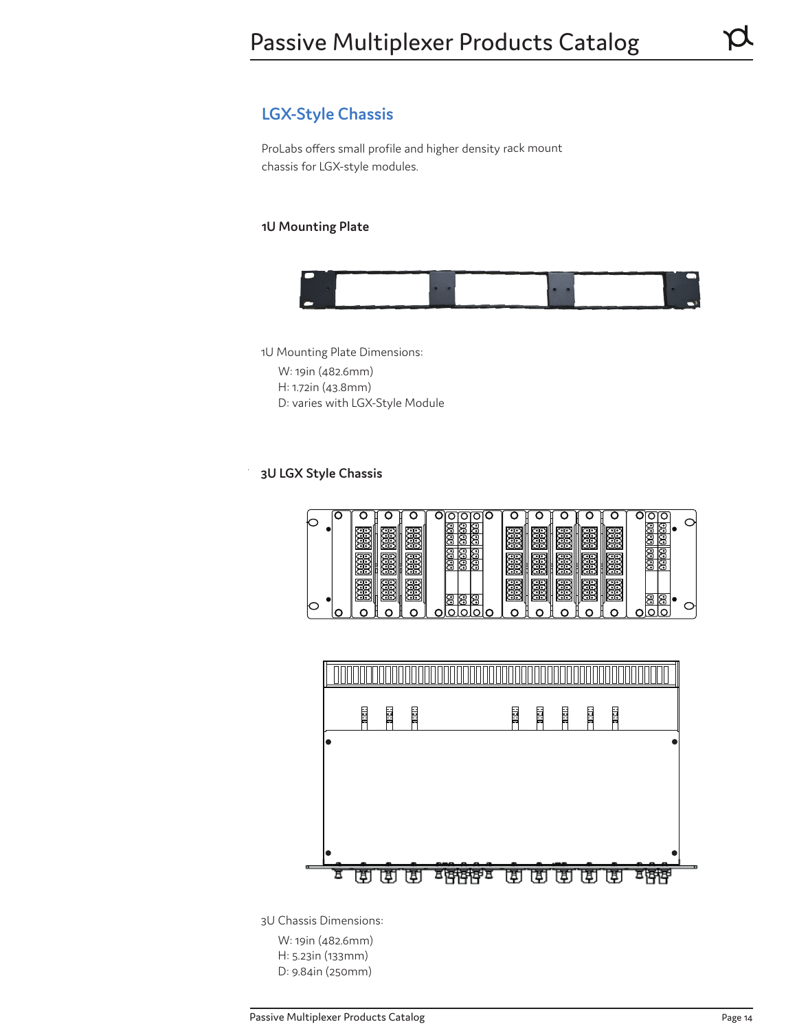## LGX-Style Chassis

ProLabs offers small profile and higher density rack mount chassis for LGX-style modules.

### 1U Mounting Plate

1U Mounting Plate Dimensions:

- W: 19in (482.6mm)
- H: 1.72in (43.8mm)
- D: varies with LGX-Style Module

### 3U LGX Style Chassis

3U Chassis Dimensions:

- W: 19in (482.6mm)
- H: 5.23in (133mm)
- D: 9.84in (250mm)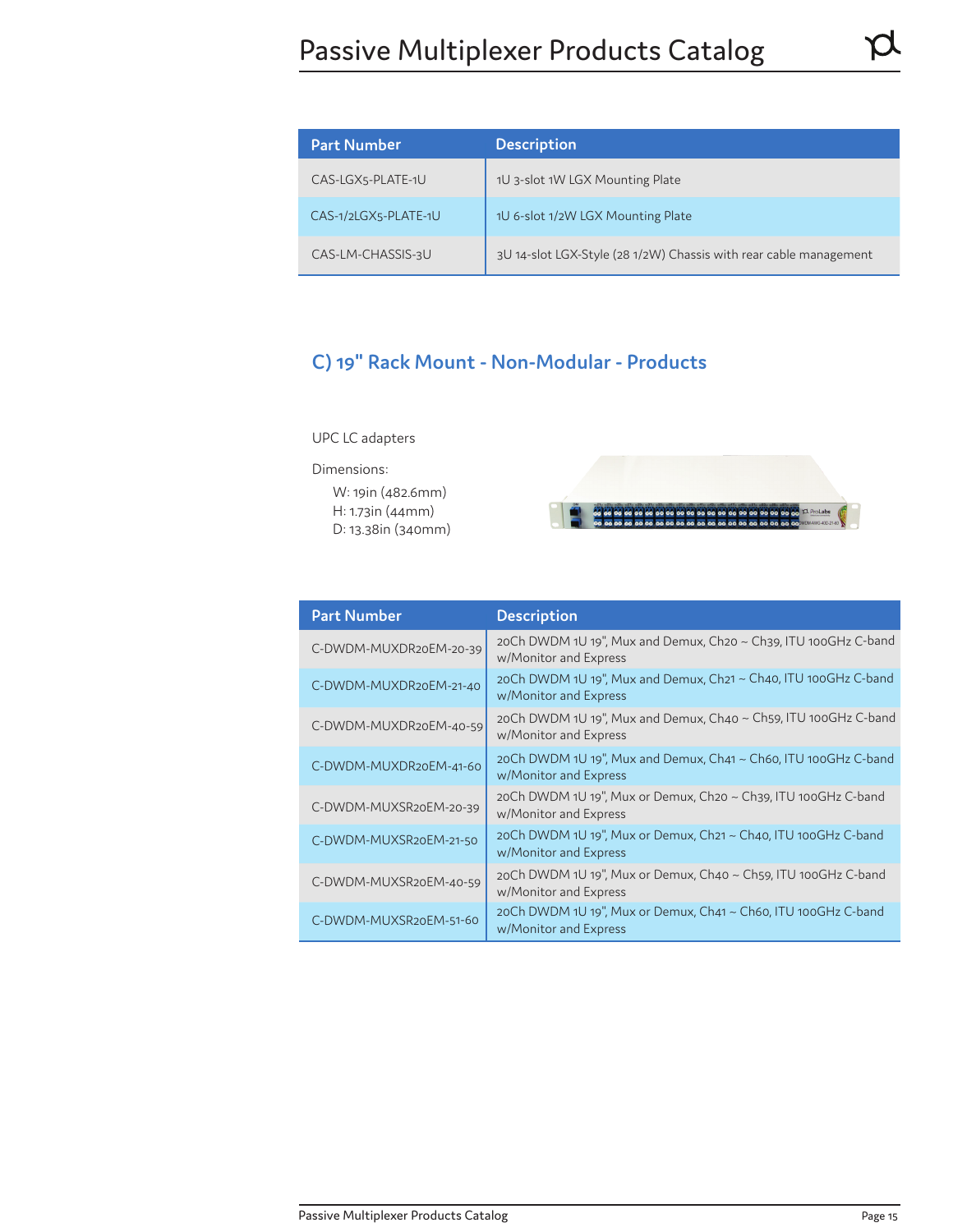| Part Number | Description |
| --- | --- |
| CAS-LGX5-PLATE-1U | 1U 3-slot 1W LGX Mounting Plate |
| CAS-1/2LGX5-PLATE-1U | 1U 6-slot 1/2W LGX Mounting Plate |
| CAS-LM-CHASSIS-3U | 3U 14-slot LGX-Style (28 1/2W) Chassis with rear cable management |

## C) 19" Rack Mount - Non-Modular - Products

UPC LC adapters

Dimensions:

- W: 19in (482.6mm)
- H: 1.73in (44mm)
- D: 13.38in (340mm)

| Part Number | Description |
| --- | --- |
| C-DWDM-MUXDR20EM-20-39 | 20Ch DWDM 1U 19", Mux and Demux, Ch20 ~ Ch39, ITU 100GHz C-band w/Monitor and Express |
| C-DWDM-MUXDR20EM-21-40 | 20Ch DWDM 1U 19", Mux and Demux, Ch21 ~ Ch40, ITU 100GHz C-band w/Monitor and Express |
| C-DWDM-MUXDR20EM-40-59 | 20Ch DWDM 1U 19", Mux and Demux, Ch40 ~ Ch59, ITU 100GHz C-band w/Monitor and Express |
| C-DWDM-MUXDR20EM-41-60 | 20Ch DWDM 1U 19", Mux and Demux, Ch41 ~ Ch60, ITU 100GHz C-band w/Monitor and Express |
| C-DWDM-MUXSR20EM-20-39 | 20Ch DWDM 1U 19", Mux or Demux, Ch20 ~ Ch39, ITU 100GHz C-band w/Monitor and Express |
| C-DWDM-MUXSR20EM-21-50 | 20Ch DWDM 1U 19", Mux or Demux, Ch21 ~ Ch40, ITU 100GHz C-band w/Monitor and Express |
| C-DWDM-MUXSR20EM-40-59 | 20Ch DWDM 1U 19", Mux or Demux, Ch40 ~ Ch59, ITU 100GHz C-band w/Monitor and Express |
| C-DWDM-MUXSR20EM-51-60 | 20Ch DWDM 1U 19", Mux or Demux, Ch41 ~ Ch60, ITU 100GHz C-band w/Monitor and Express |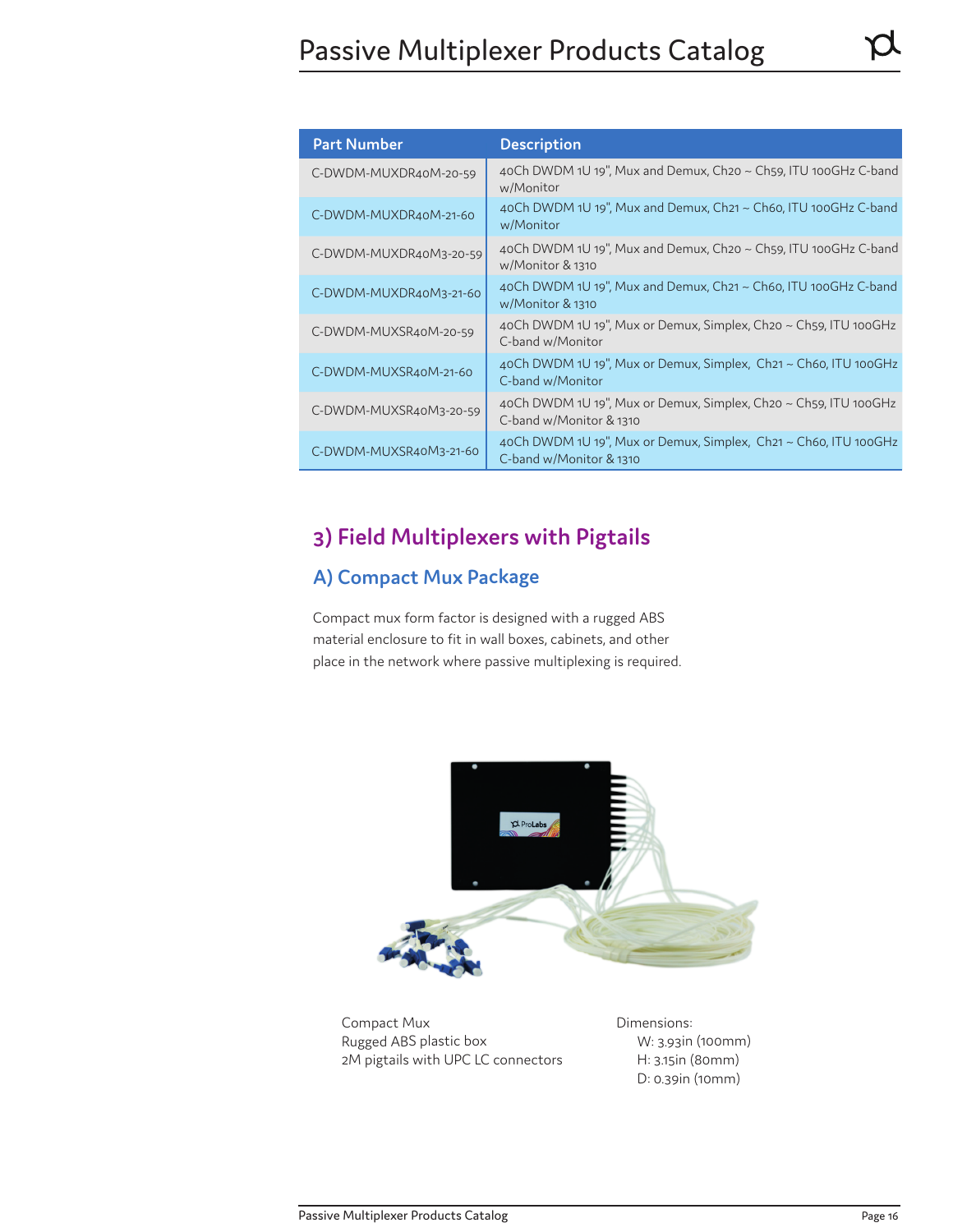| Part Number | Description |
| --- | --- |
| C-DWDM-MUXDR40M-20-59 | 40Ch DWDM 1U 19", Mux and Demux, Ch20 ~ Ch59, ITU 100GHz C-band w/Monitor |
| C-DWDM-MUXDR40M-21-60 | 40Ch DWDM 1U 19", Mux and Demux, Ch21 ~ Ch60, ITU 100GHz C-band w/Monitor |
| C-DWDM-MUXDR40M3-20-59 | 40Ch DWDM 1U 19", Mux and Demux, Ch20 ~ Ch59, ITU 100GHz C-band w/Monitor & 1310 |
| C-DWDM-MUXDR40M3-21-60 | 40Ch DWDM 1U 19", Mux and Demux, Ch21 ~ Ch60, ITU 100GHz C-band w/Monitor & 1310 |
| C-DWDM-MUXSR40M-20-59 | 40Ch DWDM 1U 19", Mux or Demux, Simplex, Ch20 ~ Ch59, ITU 100GHz C-band w/Monitor |
| C-DWDM-MUXSR40M-21-60 | 40Ch DWDM 1U 19", Mux or Demux, Simplex, Ch21 ~ Ch60, ITU 100GHz C-band w/Monitor |
| C-DWDM-MUXSR40M3-20-59 | 40Ch DWDM 1U 19", Mux or Demux, Simplex, Ch20 ~ Ch59, ITU 100GHz C-band w/Monitor & 1310 |
| C-DWDM-MUXSR40M3-21-60 | 40Ch DWDM 1U 19", Mux or Demux, Simplex, Ch21 ~ Ch60, ITU 100GHz C-band w/Monitor & 1310 |

## 3) Field Multiplexers with Pigtails

### A) Compact Mux Package

Compact mux form factor is designed with a rugged ABS material enclosure to fit in wall boxes, cabinets, and other place in the network where passive multiplexing is required.

Compact Mux
Rugged ABS plastic box
2M pigtails with UPC LC connectors

Dimensions:
- W: 3.93in (100mm)
- H: 3.15in (80mm)
- D: 0.39in (10mm)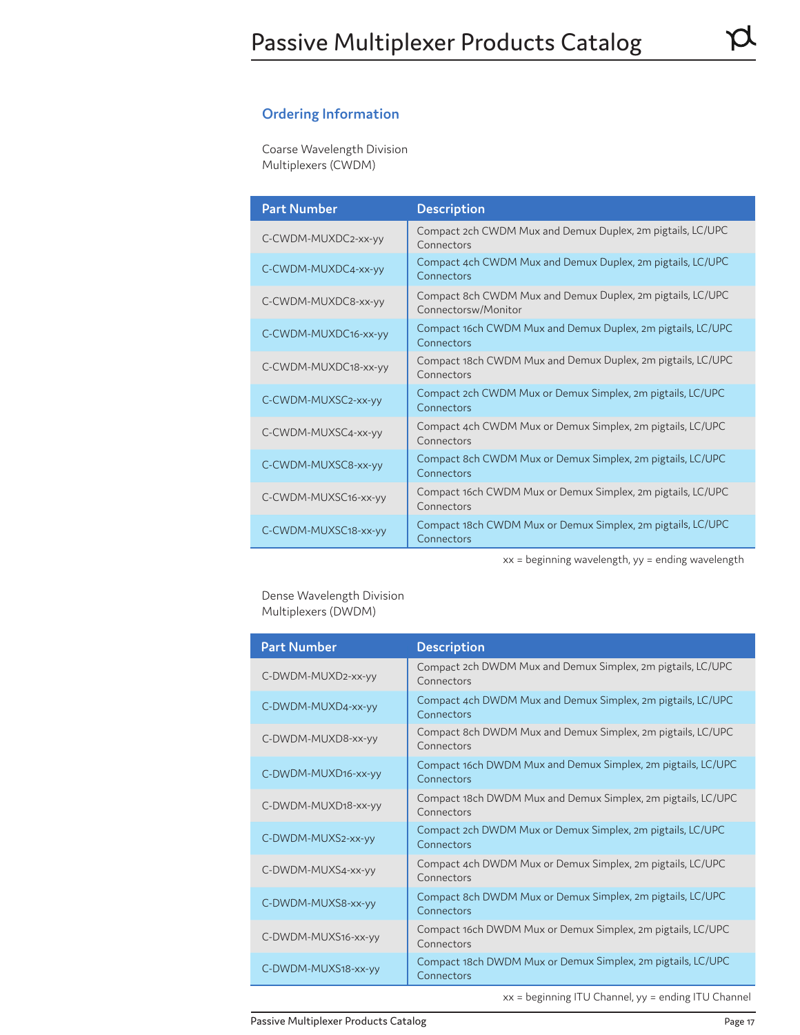## Ordering Information

Coarse Wavelength Division Multiplexers (CWDM)

| Part Number | Description |
| --- | --- |
| C-CWDM-MUXDC2-xx-yy | Compact 2ch CWDM Mux and Demux Duplex, 2m pigtails, LC/UPC Connectors |
| C-CWDM-MUXDC4-xx-yy | Compact 4ch CWDM Mux and Demux Duplex, 2m pigtails, LC/UPC Connectors |
| C-CWDM-MUXDC8-xx-yy | Compact 8ch CWDM Mux and Demux Duplex, 2m pigtails, LC/UPC Connectorsw/Monitor |
| C-CWDM-MUXDC16-xx-yy | Compact 16ch CWDM Mux and Demux Duplex, 2m pigtails, LC/UPC Connectors |
| C-CWDM-MUXDC18-xx-yy | Compact 18ch CWDM Mux and Demux Duplex, 2m pigtails, LC/UPC Connectors |
| C-CWDM-MUXSC2-xx-yy | Compact 2ch CWDM Mux or Demux Simplex, 2m pigtails, LC/UPC Connectors |
| C-CWDM-MUXSC4-xx-yy | Compact 4ch CWDM Mux or Demux Simplex, 2m pigtails, LC/UPC Connectors |
| C-CWDM-MUXSC8-xx-yy | Compact 8ch CWDM Mux or Demux Simplex, 2m pigtails, LC/UPC Connectors |
| C-CWDM-MUXSC16-xx-yy | Compact 16ch CWDM Mux or Demux Simplex, 2m pigtails, LC/UPC Connectors |
| C-CWDM-MUXSC18-xx-yy | Compact 18ch CWDM Mux or Demux Simplex, 2m pigtails, LC/UPC Connectors |

xx = beginning wavelength, yy = ending wavelength

Dense Wavelength Division Multiplexers (DWDM)

| Part Number | Description |
| --- | --- |
| C-DWDM-MUXD2-xx-yy | Compact 2ch DWDM Mux and Demux Simplex, 2m pigtails, LC/UPC Connectors |
| C-DWDM-MUXD4-xx-yy | Compact 4ch DWDM Mux and Demux Simplex, 2m pigtails, LC/UPC Connectors |
| C-DWDM-MUXD8-xx-yy | Compact 8ch DWDM Mux and Demux Simplex, 2m pigtails, LC/UPC Connectors |
| C-DWDM-MUXD16-xx-yy | Compact 16ch DWDM Mux and Demux Simplex, 2m pigtails, LC/UPC Connectors |
| C-DWDM-MUXD18-xx-yy | Compact 18ch DWDM Mux and Demux Simplex, 2m pigtails, LC/UPC Connectors |
| C-DWDM-MUXS2-xx-yy | Compact 2ch DWDM Mux or Demux Simplex, 2m pigtails, LC/UPC Connectors |
| C-DWDM-MUXS4-xx-yy | Compact 4ch DWDM Mux or Demux Simplex, 2m pigtails, LC/UPC Connectors |
| C-DWDM-MUXS8-xx-yy | Compact 8ch DWDM Mux or Demux Simplex, 2m pigtails, LC/UPC Connectors |
| C-DWDM-MUXS16-xx-yy | Compact 16ch DWDM Mux or Demux Simplex, 2m pigtails, LC/UPC Connectors |
| C-DWDM-MUXS18-xx-yy | Compact 18ch DWDM Mux or Demux Simplex, 2m pigtails, LC/UPC Connectors |

xx = beginning ITU Channel, yy = ending ITU Channel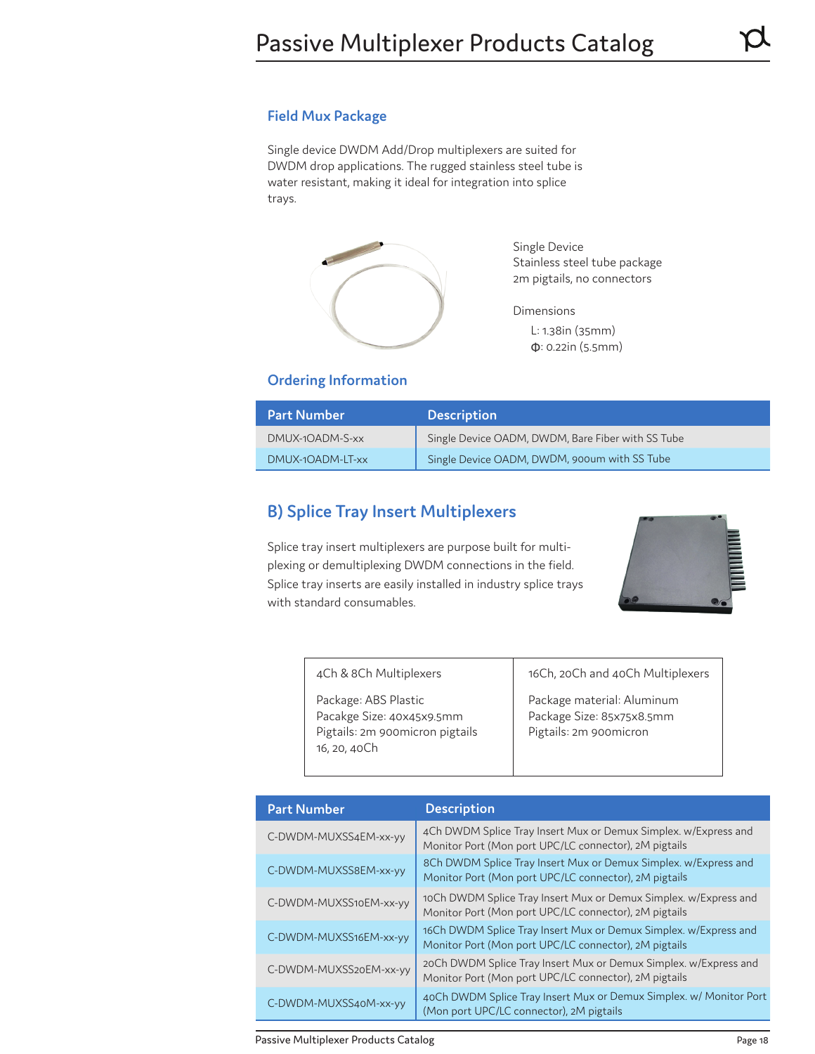## Field Mux Package

Single device DWDM Add/Drop multiplexers are suited for DWDM drop applications. The rugged stainless steel tube is water resistant, making it ideal for integration into splice trays.

Single Device
Stainless steel tube package
2m pigtails, no connectors

Dimensions

L: 1.38in (35mm)
Φ: 0.22in (5.5mm)

## Ordering Information

| Part Number | Description |
|---|---|
| DMUX-1OADM-S-xx | Single Device OADM, DWDM, Bare Fiber with SS Tube |
| DMUX-1OADM-LT-xx | Single Device OADM, DWDM, 900um with SS Tube |

## B) Splice Tray Insert Multiplexers

Splice tray insert multiplexers are purpose built for multi-plexing or demultiplexing DWDM connections in the field. Splice tray inserts are easily installed in industry splice trays with standard consumables.

| 4Ch & 8Ch Multiplexers | 16Ch, 20Ch and 40Ch Multiplexers |
|---|---|
| Package: ABS Plastic<br>Pacakge Size: 40x45x9.5mm<br>Pigtails: 2m 900micron pigtails<br>16, 20, 40Ch | Package material: Aluminum<br>Package Size: 85x75x8.5mm<br>Pigtails: 2m 900micron |

| Part Number | Description |
|---|---|
| C-DWDM-MUXSS4EM-xx-yy | 4Ch DWDM Splice Tray Insert Mux or Demux Simplex. w/Express and Monitor Port (Mon port UPC/LC connector), 2M pigtails |
| C-DWDM-MUXSS8EM-xx-yy | 8Ch DWDM Splice Tray Insert Mux or Demux Simplex. w/Express and Monitor Port (Mon port UPC/LC connector), 2M pigtails |
| C-DWDM-MUXSS10EM-xx-yy | 10Ch DWDM Splice Tray Insert Mux or Demux Simplex. w/Express and Monitor Port (Mon port UPC/LC connector), 2M pigtails |
| C-DWDM-MUXSS16EM-xx-yy | 16Ch DWDM Splice Tray Insert Mux or Demux Simplex. w/Express and Monitor Port (Mon port UPC/LC connector), 2M pigtails |
| C-DWDM-MUXSS20EM-xx-yy | 20Ch DWDM Splice Tray Insert Mux or Demux Simplex. w/Express and Monitor Port (Mon port UPC/LC connector), 2M pigtails |
| C-DWDM-MUXSS40M-xx-yy | 40Ch DWDM Splice Tray Insert Mux or Demux Simplex. w/ Monitor Port (Mon port UPC/LC connector), 2M pigtails |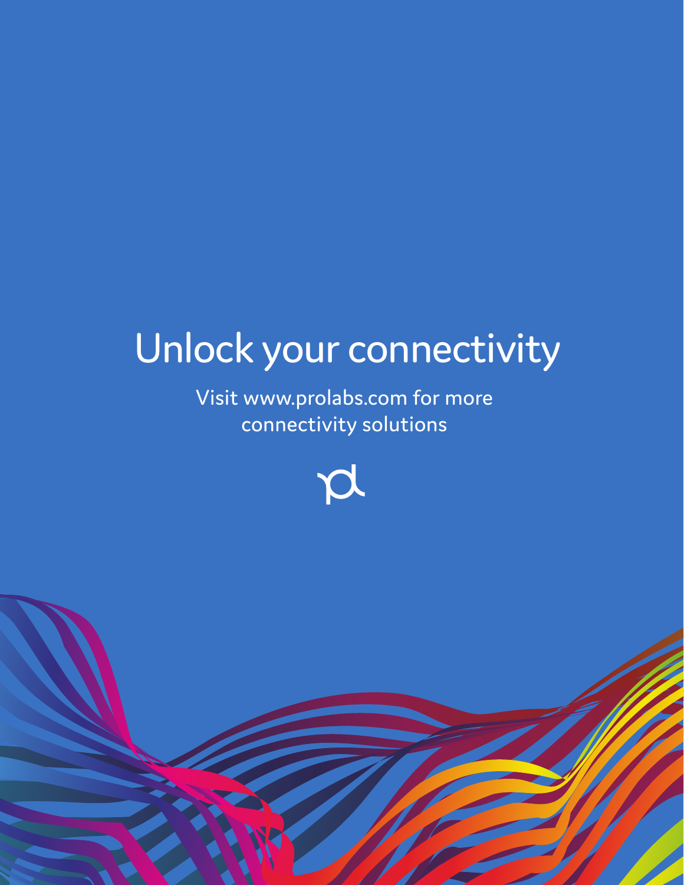# Unlock your connectivity

Visit www.prolabs.com for more connectivity solutions